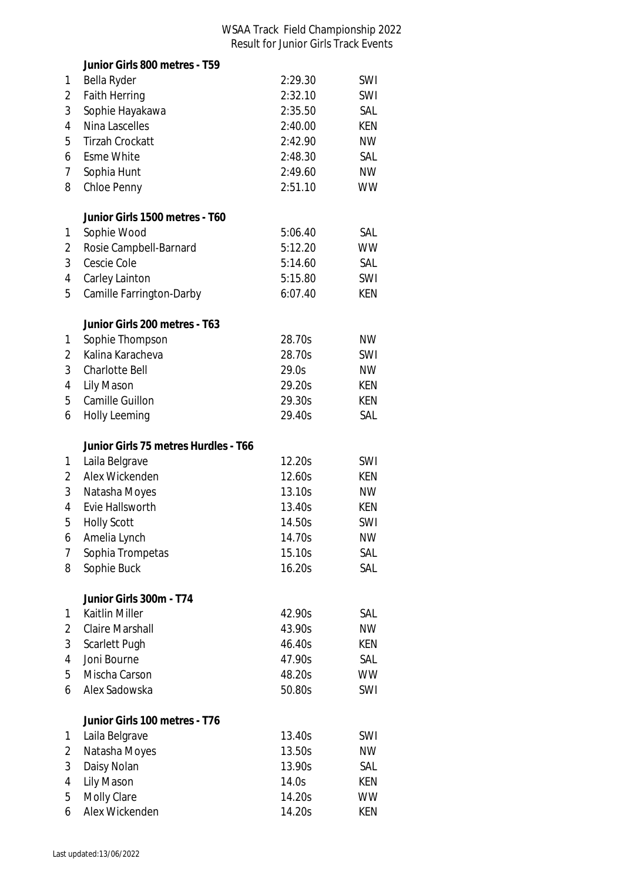# WSAA Track Field Championship 2022
## Result for Junior Girls Track Events

### Junior Girls 800 metres - T59

| | | | |
|---|---|---|---|
| 1 | Bella Ryder | 2:29.30 | SWI |
| 2 | Faith Herring | 2:32.10 | SWI |
| 3 | Sophie Hayakawa | 2:35.50 | SAL |
| 4 | Nina Lascelles | 2:40.00 | KEN |
| 5 | Tirzah Crockatt | 2:42.90 | NW |
| 6 | Esme White | 2:48.30 | SAL |
| 7 | Sophia Hunt | 2:49.60 | NW |
| 8 | Chloe Penny | 2:51.10 | WW |

### Junior Girls 1500 metres - T60

| | | | |
|---|---|---|---|
| 1 | Sophie Wood | 5:06.40 | SAL |
| 2 | Rosie Campbell-Barnard | 5:12.20 | WW |
| 3 | Cescie Cole | 5:14.60 | SAL |
| 4 | Carley Lainton | 5:15.80 | SWI |
| 5 | Camille Farrington-Darby | 6:07.40 | KEN |

### Junior Girls 200 metres - T63

| | | | |
|---|---|---|---|
| 1 | Sophie Thompson | 28.70s | NW |
| 2 | Kalina Karacheva | 28.70s | SWI |
| 3 | Charlotte Bell | 29.0s | NW |
| 4 | Lily Mason | 29.20s | KEN |
| 5 | Camille Guillon | 29.30s | KEN |
| 6 | Holly Leeming | 29.40s | SAL |

### Junior Girls 75 metres Hurdles - T66

| | | | |
|---|---|---|---|
| 1 | Laila Belgrave | 12.20s | SWI |
| 2 | Alex Wickenden | 12.60s | KEN |
| 3 | Natasha Moyes | 13.10s | NW |
| 4 | Evie Hallsworth | 13.40s | KEN |
| 5 | Holly Scott | 14.50s | SWI |
| 6 | Amelia Lynch | 14.70s | NW |
| 7 | Sophia Trompetas | 15.10s | SAL |
| 8 | Sophie Buck | 16.20s | SAL |

### Junior Girls 300m - T74

| | | | |
|---|---|---|---|
| 1 | Kaitlin Miller | 42.90s | SAL |
| 2 | Claire Marshall | 43.90s | NW |
| 3 | Scarlett Pugh | 46.40s | KEN |
| 4 | Joni Bourne | 47.90s | SAL |
| 5 | Mischa Carson | 48.20s | WW |
| 6 | Alex Sadowska | 50.80s | SWI |

### Junior Girls 100 metres - T76

| | | | |
|---|---|---|---|
| 1 | Laila Belgrave | 13.40s | SWI |
| 2 | Natasha Moyes | 13.50s | NW |
| 3 | Daisy Nolan | 13.90s | SAL |
| 4 | Lily Mason | 14.0s | KEN |
| 5 | Molly Clare | 14.20s | WW |
| 6 | Alex Wickenden | 14.20s | KEN |

Last updated:13/06/2022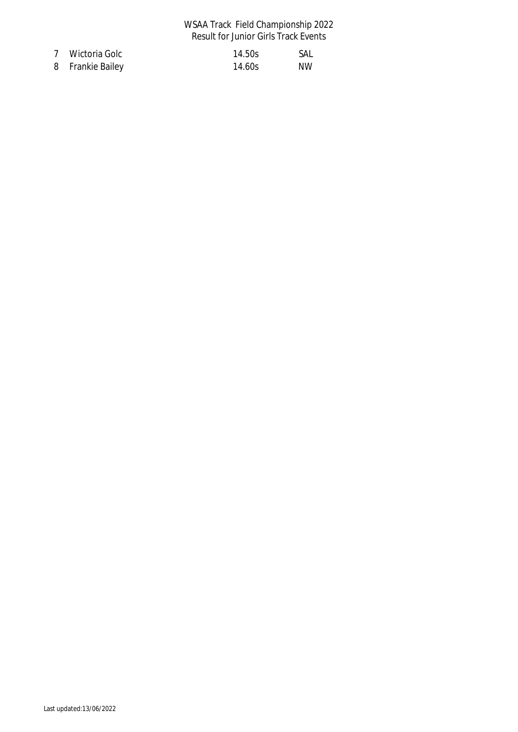| | | | |
|---|---|---|---|
| 7 | Wictoria Golc | 14.50s | SAL |
| 8 | Frankie Bailey | 14.60s | NW |